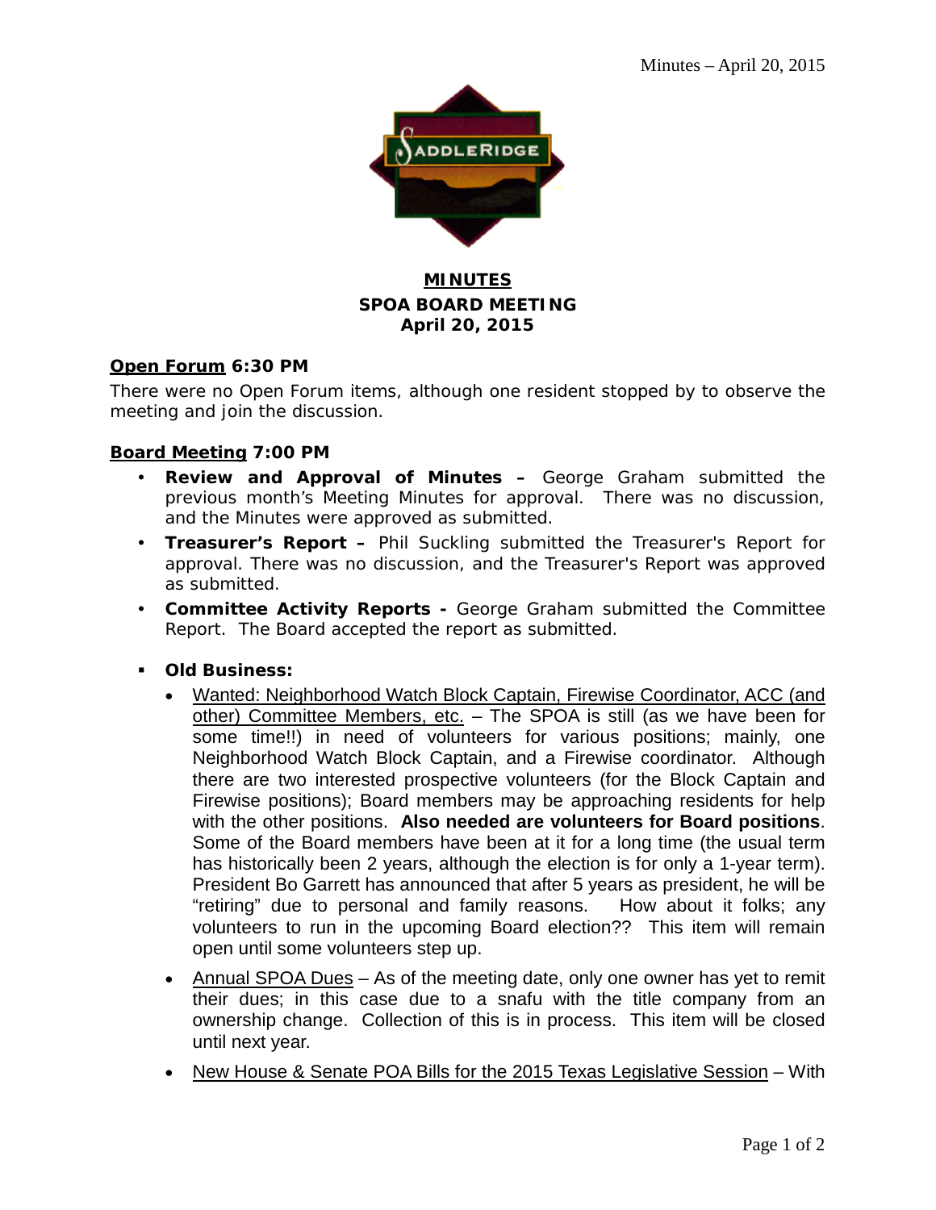# MINUTES
## SPOA BOARD MEETING
## April 20, 2015

**Open Forum 6:30 PM**

There were no Open Forum items, although one resident stopped by to observe the meeting and join the discussion.

**Board Meeting 7:00 PM**

- **Review and Approval of Minutes –** George Graham submitted the previous month's Meeting Minutes for approval. There was no discussion, and the Minutes were approved as submitted.
- **Treasurer's Report –** Phil Suckling submitted the Treasurer's Report for approval. There was no discussion, and the Treasurer's Report was approved as submitted.
- **Committee Activity Reports -** George Graham submitted the Committee Report. The Board accepted the report as submitted.

- **Old Business:**
  - Wanted: Neighborhood Watch Block Captain, Firewise Coordinator, ACC (and other) Committee Members, etc. – The SPOA is still (as we have been for some time!!) in need of volunteers for various positions; mainly, one Neighborhood Watch Block Captain, and a Firewise coordinator. Although there are two interested prospective volunteers (for the Block Captain and Firewise positions); Board members may be approaching residents for help with the other positions. **Also needed are volunteers for Board positions**. Some of the Board members have been at it for a long time (the usual term has historically been 2 years, although the election is for only a 1-year term). President Bo Garrett has announced that after 5 years as president, he will be "retiring" due to personal and family reasons. How about it folks; any volunteers to run in the upcoming Board election?? This item will remain open until some volunteers step up.
  - Annual SPOA Dues – As of the meeting date, only one owner has yet to remit their dues; in this case due to a snafu with the title company from an ownership change. Collection of this is in process. This item will be closed until next year.
  - New House & Senate POA Bills for the 2015 Texas Legislative Session – With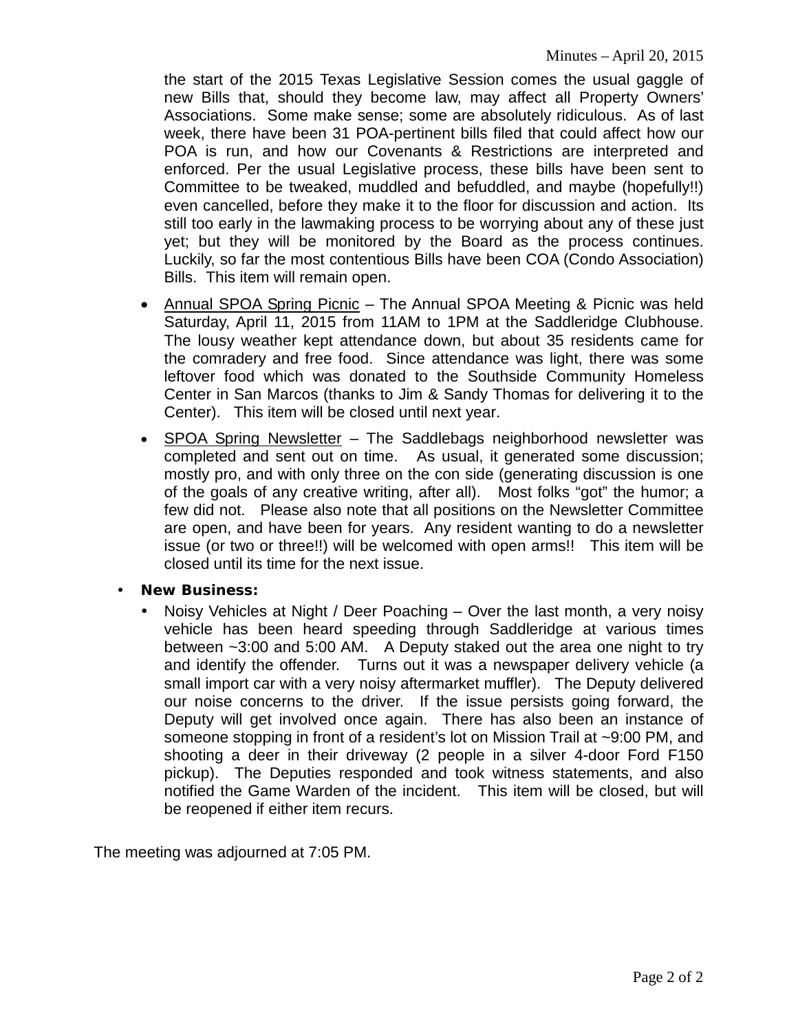the start of the 2015 Texas Legislative Session comes the usual gaggle of new Bills that, should they become law, may affect all Property Owners' Associations. Some make sense; some are absolutely ridiculous. As of last week, there have been 31 POA-pertinent bills filed that could affect how our POA is run, and how our Covenants & Restrictions are interpreted and enforced. Per the usual Legislative process, these bills have been sent to Committee to be tweaked, muddled and befuddled, and maybe (hopefully!!) even cancelled, before they make it to the floor for discussion and action. Its still too early in the lawmaking process to be worrying about any of these just yet; but they will be monitored by the Board as the process continues. Luckily, so far the most contentious Bills have been COA (Condo Association) Bills. This item will remain open.

- Annual SPOA Spring Picnic – The Annual SPOA Meeting & Picnic was held Saturday, April 11, 2015 from 11AM to 1PM at the Saddleridge Clubhouse. The lousy weather kept attendance down, but about 35 residents came for the comradery and free food. Since attendance was light, there was some leftover food which was donated to the Southside Community Homeless Center in San Marcos (thanks to Jim & Sandy Thomas for delivering it to the Center). This item will be closed until next year.
- SPOA Spring Newsletter – The Saddlebags neighborhood newsletter was completed and sent out on time. As usual, it generated some discussion; mostly pro, and with only three on the con side (generating discussion is one of the goals of any creative writing, after all). Most folks "got" the humor; a few did not. Please also note that all positions on the Newsletter Committee are open, and have been for years. Any resident wanting to do a newsletter issue (or two or three!!) will be welcomed with open arms!! This item will be closed until its time for the next issue.

- **New Business:**
  - Noisy Vehicles at Night / Deer Poaching – Over the last month, a very noisy vehicle has been heard speeding through Saddleridge at various times between ~3:00 and 5:00 AM. A Deputy staked out the area one night to try and identify the offender. Turns out it was a newspaper delivery vehicle (a small import car with a very noisy aftermarket muffler). The Deputy delivered our noise concerns to the driver. If the issue persists going forward, the Deputy will get involved once again. There has also been an instance of someone stopping in front of a resident's lot on Mission Trail at ~9:00 PM, and shooting a deer in their driveway (2 people in a silver 4-door Ford F150 pickup). The Deputies responded and took witness statements, and also notified the Game Warden of the incident. This item will be closed, but will be reopened if either item recurs.

The meeting was adjourned at 7:05 PM.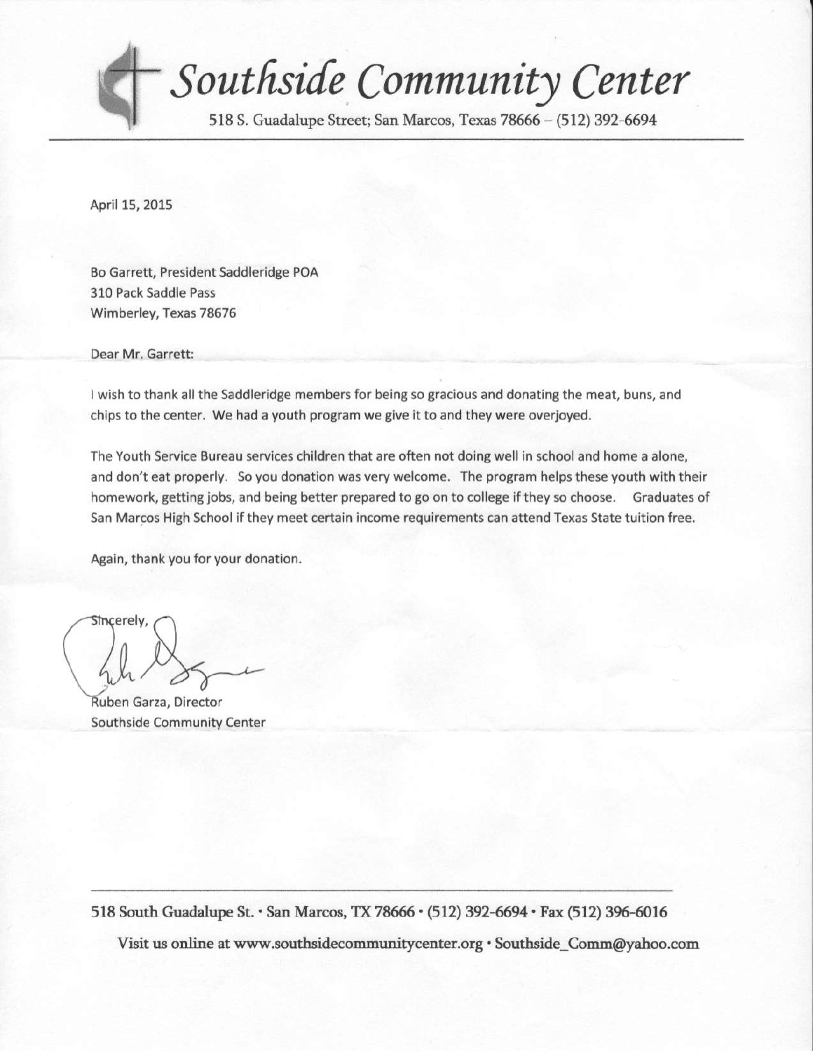# Southside Community Center

518 S. Guadalupe Street; San Marcos, Texas 78666 – (512) 392-6694

---

April 15, 2015

Bo Garrett, President Saddleridge POA
310 Pack Saddle Pass
Wimberley, Texas 78676

Dear Mr. Garrett:

I wish to thank all the Saddleridge members for being so gracious and donating the meat, buns, and chips to the center. We had a youth program we give it to and they were overjoyed.

The Youth Service Bureau services children that are often not doing well in school and home a alone, and don't eat properly. So you donation was very welcome. The program helps these youth with their homework, getting jobs, and being better prepared to go on to college if they so choose. Graduates of San Marcos High School if they meet certain income requirements can attend Texas State tuition free.

Again, thank you for your donation.

Sincerely,

Ruben Garza, Director
Southside Community Center

---

518 South Guadalupe St. • San Marcos, TX 78666 • (512) 392-6694 • Fax (512) 396-6016

Visit us online at www.southsidecommunitycenter.org • Southside_Comm@yahoo.com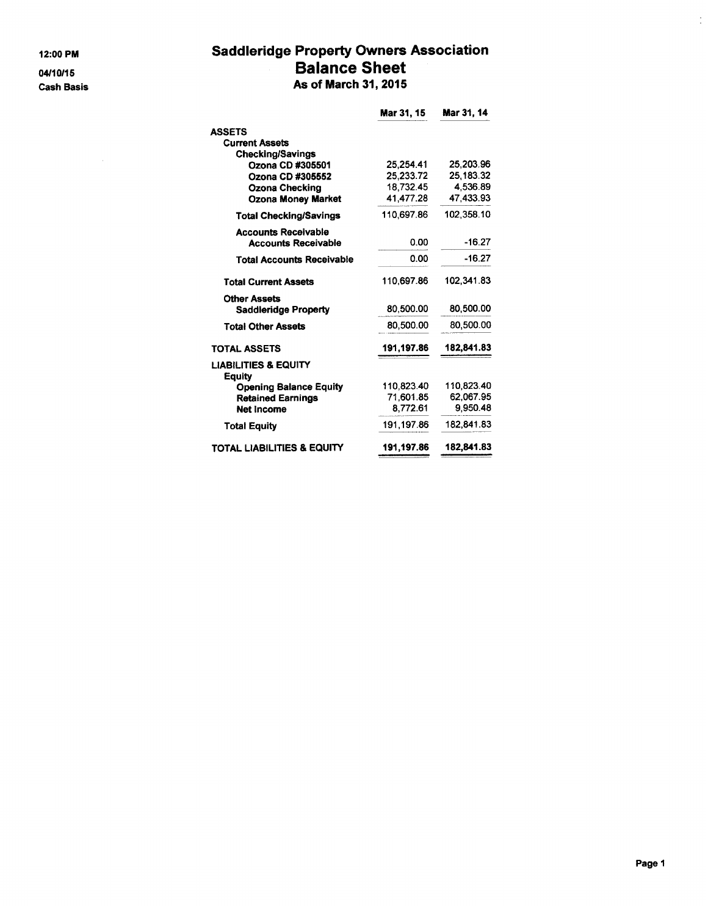12:00 PM

04/10/15

Cash Basis

# Saddleridge Property Owners Association
## Balance Sheet
### As of March 31, 2015

| | Mar 31, 15 | Mar 31, 14 |
|---|---|---|
| **ASSETS** | | |
| **Current Assets** | | |
| **Checking/Savings** | | |
| **Ozona CD #305501** | 25,254.41 | 25,203.96 |
| **Ozona CD #305552** | 25,233.72 | 25,183.32 |
| **Ozona Checking** | 18,732.45 | 4,536.89 |
| **Ozona Money Market** | 41,477.28 | 47,433.93 |
| **Total Checking/Savings** | 110,697.86 | 102,358.10 |
| **Accounts Receivable** | | |
| **Accounts Receivable** | 0.00 | -16.27 |
| **Total Accounts Receivable** | 0.00 | -16.27 |
| **Total Current Assets** | 110,697.86 | 102,341.83 |
| **Other Assets** | | |
| **Saddleridge Property** | 80,500.00 | 80,500.00 |
| **Total Other Assets** | 80,500.00 | 80,500.00 |
| **TOTAL ASSETS** | **191,197.86** | **182,841.83** |
| **LIABILITIES & EQUITY** | | |
| **Equity** | | |
| **Opening Balance Equity** | 110,823.40 | 110,823.40 |
| **Retained Earnings** | 71,601.85 | 62,067.95 |
| **Net Income** | 8,772.61 | 9,950.48 |
| **Total Equity** | 191,197.86 | 182,841.83 |
| **TOTAL LIABILITIES & EQUITY** | **191,197.86** | **182,841.83** |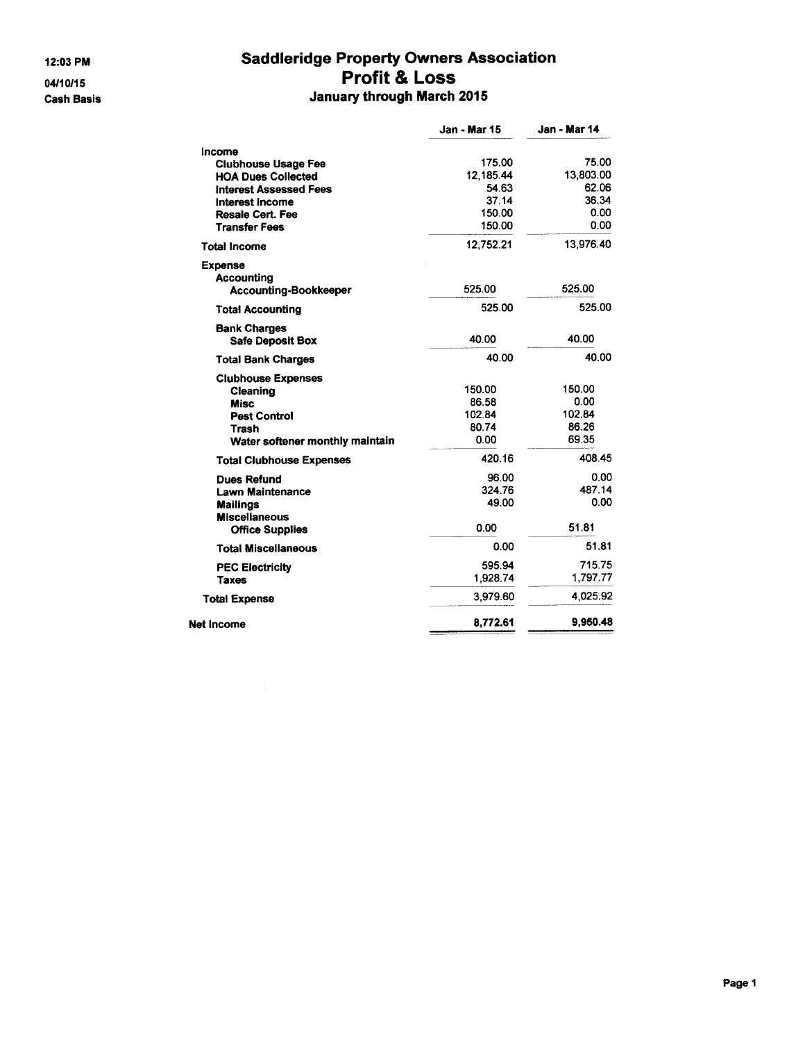12:03 PM
04/10/15
Cash Basis

# Saddleridge Property Owners Association
## Profit & Loss
### January through March 2015

| | Jan - Mar 15 | Jan - Mar 14 |
|---|---|---|
| **Income** | | |
| **Clubhouse Usage Fee** | 175.00 | 75.00 |
| **HOA Dues Collected** | 12,185.44 | 13,803.00 |
| **Interest Assessed Fees** | 54.63 | 62.06 |
| **Interest Income** | 37.14 | 36.34 |
| **Resale Cert. Fee** | 150.00 | 0.00 |
| **Transfer Fees** | 150.00 | 0.00 |
| **Total Income** | 12,752.21 | 13,976.40 |
| **Expense** | | |
| **Accounting** | | |
| **Accounting-Bookkeeper** | 525.00 | 525.00 |
| **Total Accounting** | 525.00 | 525.00 |
| **Bank Charges** | | |
| **Safe Deposit Box** | 40.00 | 40.00 |
| **Total Bank Charges** | 40.00 | 40.00 |
| **Clubhouse Expenses** | | |
| **Cleaning** | 150.00 | 150.00 |
| **Misc** | 86.58 | 0.00 |
| **Pest Control** | 102.84 | 102.84 |
| **Trash** | 80.74 | 86.26 |
| **Water softener monthly maintain** | 0.00 | 69.35 |
| **Total Clubhouse Expenses** | 420.16 | 408.45 |
| **Dues Refund** | 96.00 | 0.00 |
| **Lawn Maintenance** | 324.76 | 487.14 |
| **Mailings** | 49.00 | 0.00 |
| **Miscellaneous** | | |
| **Office Supplies** | 0.00 | 51.81 |
| **Total Miscellaneous** | 0.00 | 51.81 |
| **PEC Electricity** | 595.94 | 715.75 |
| **Taxes** | 1,928.74 | 1,797.77 |
| **Total Expense** | 3,979.60 | 4,025.92 |
| **Net Income** | **8,772.61** | **9,950.48** |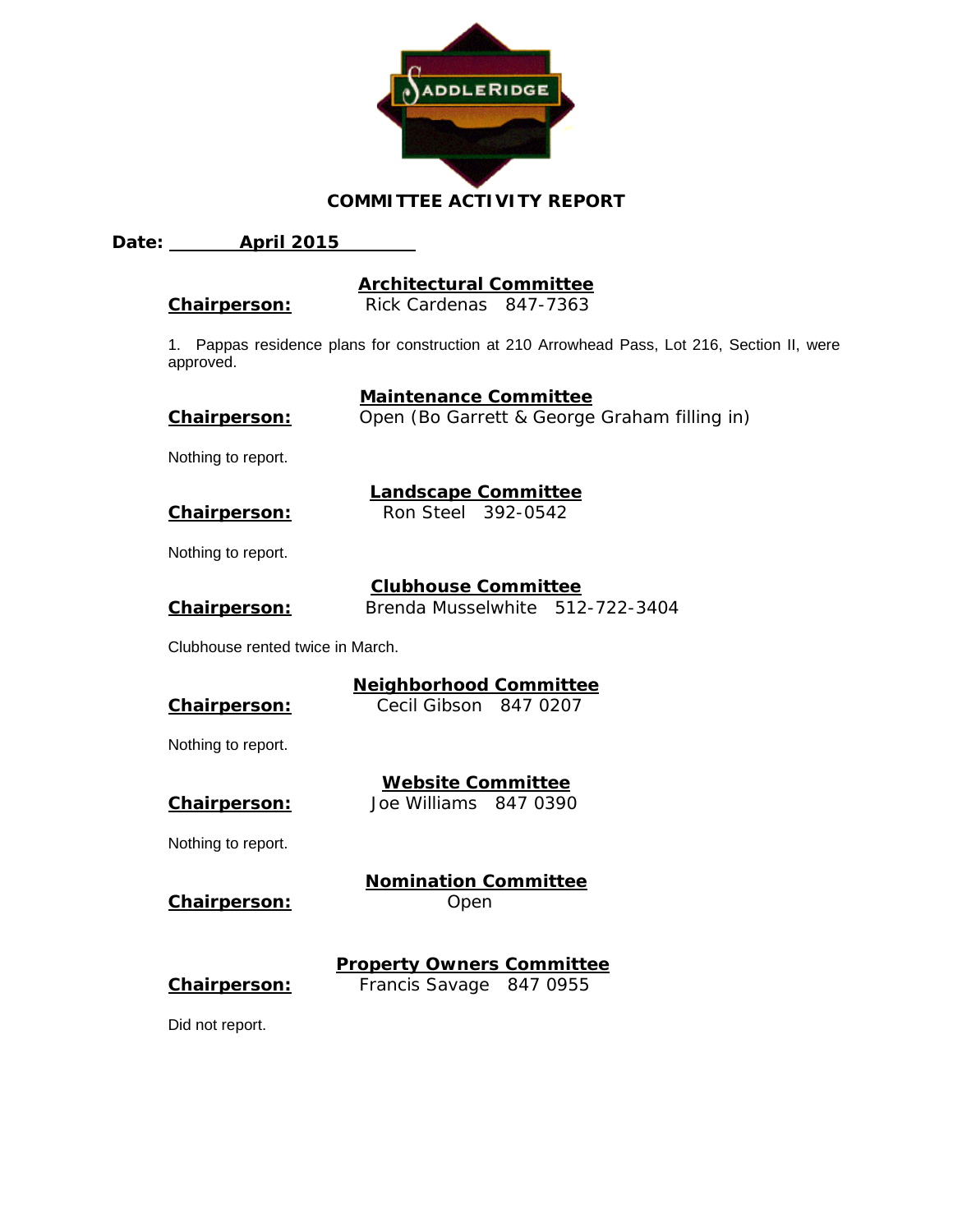SADDLERIDGE

# COMMITTEE ACTIVITY REPORT

**Date: April 2015**

## Architectural Committee

**Chairperson:** Rick Cardenas 847-7363

1. Pappas residence plans for construction at 210 Arrowhead Pass, Lot 216, Section II, were approved.

## Maintenance Committee

**Chairperson:** Open (Bo Garrett & George Graham filling in)

Nothing to report.

## Landscape Committee

**Chairperson:** Ron Steel 392-0542

Nothing to report.

## Clubhouse Committee

**Chairperson:** Brenda Musselwhite 512-722-3404

Clubhouse rented twice in March.

## Neighborhood Committee

**Chairperson:** Cecil Gibson 847 0207

Nothing to report.

## Website Committee

**Chairperson:** Joe Williams 847 0390

Nothing to report.

## Nomination Committee

**Chairperson:** Open

## Property Owners Committee

**Chairperson:** Francis Savage 847 0955

Did not report.